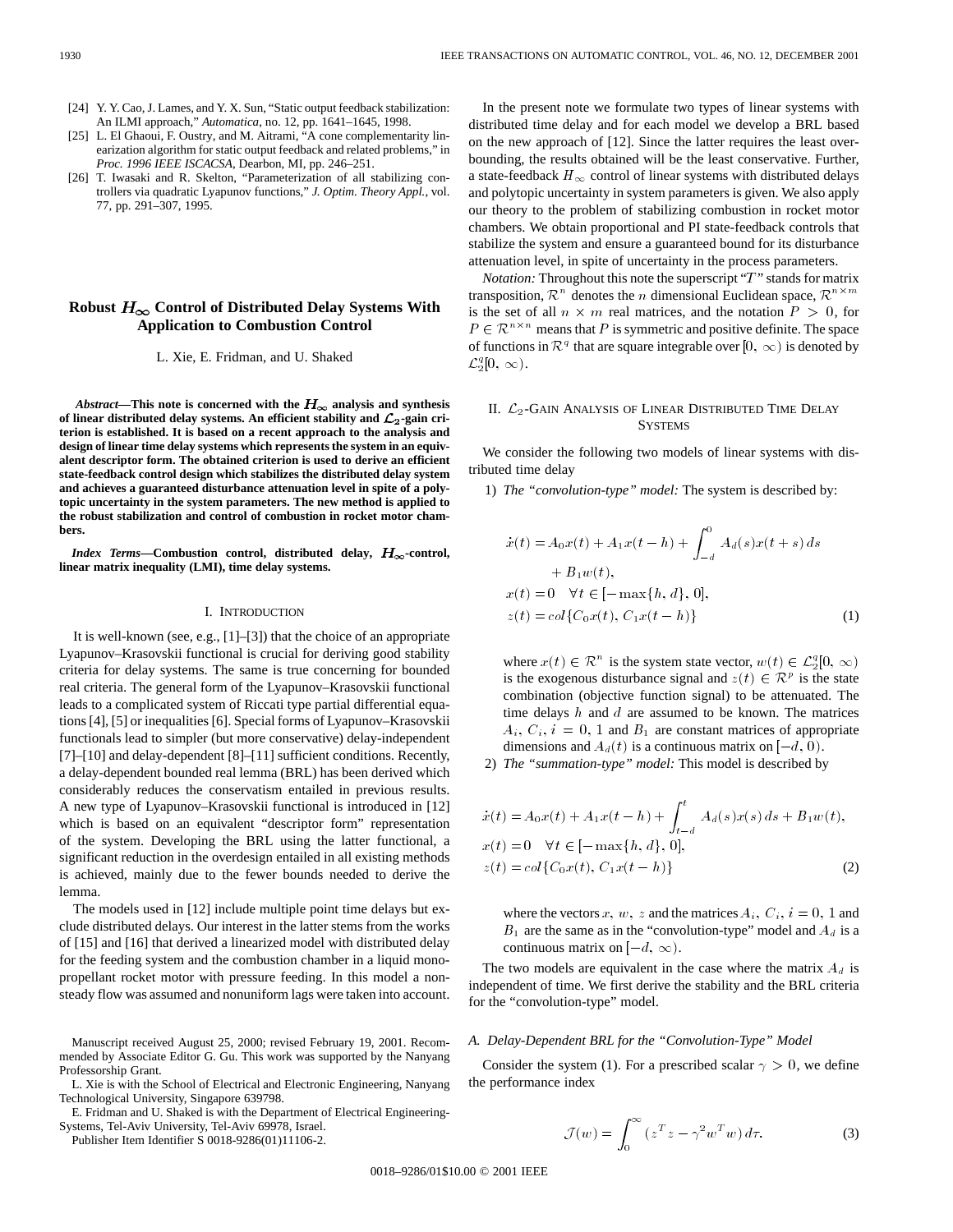[24] Y. Y. Cao, J. Lames, and Y. X. Sun, "Static output feedback stabilization: An ILMI approach," *Automatica*, no. 12, pp. 1641–1645, 1998.

[25] L. El Ghaoui, F. Oustry, and M. Aitrami, "A cone complementarity linearization algorithm for static output feedback and related problems," in *Proc. 1996 IEEE ISCACSA*, Dearbon, MI, pp. 246–251.

[26] T. Iwasaki and R. Skelton, "Parameterization of all stabilizing controllers via quadratic Lyapunov functions," *J. Optim. Theory Appl.*, vol. 77, pp. 291–307, 1995.

# Robust $H_\infty$ Control of Distributed Delay Systems With Application to Combustion Control

L. Xie, E. Fridman, and U. Shaked

***Abstract*—This note is concerned with the $H_\infty$ analysis and synthesis of linear distributed delay systems. An efficient stability and $\mathcal{L}_2$-gain criterion is established. It is based on a recent approach to the analysis and design of linear time delay systems which represents the system in an equivalent descriptor form. The obtained criterion is used to derive an efficient state-feedback control design which stabilizes the distributed delay system and achieves a guaranteed disturbance attenuation level in spite of a polytopic uncertainty in the system parameters. The new method is applied to the robust stabilization and control of combustion in rocket motor chambers.**

***Index Terms*—Combustion control, distributed delay, $H_\infty$-control, linear matrix inequality (LMI), time delay systems.**

## I. Introduction

It is well-known (see, e.g., [1]–[3]) that the choice of an appropriate Lyapunov–Krasovskii functional is crucial for deriving good stability criteria for delay systems. The same is true concerning for bounded real criteria. The general form of the Lyapunov–Krasovskii functional leads to a complicated system of Riccati type partial differential equations [4], [5] or inequalities [6]. Special forms of Lyapunov–Krasovskii functionals lead to simpler (but more conservative) delay-independent [7]–[10] and delay-dependent [8]–[11] sufficient conditions. Recently, a delay-dependent bounded real lemma (BRL) has been derived which considerably reduces the conservatism entailed in previous results. A new type of Lyapunov–Krasovskii functional is introduced in [12] which is based on an equivalent "descriptor form" representation of the system. Developing the BRL using the latter functional, a significant reduction in the overdesign entailed in all existing methods is achieved, mainly due to the fewer bounds needed to derive the lemma.

The models used in [12] include multiple point time delays but exclude distributed delays. Our interest in the latter stems from the works of [15] and [16] that derived a linearized model with distributed delay for the feeding system and the combustion chamber in a liquid monopropellant rocket motor with pressure feeding. In this model a nonsteady flow was assumed and nonuniform lags were taken into account.

Manuscript received August 25, 2000; revised February 19, 2001. Recommended by Associate Editor G. Gu. This work was supported by the Nanyang Professorship Grant.

L. Xie is with the School of Electrical and Electronic Engineering, Nanyang Technological University, Singapore 639798.

E. Fridman and U. Shaked is with the Department of Electrical Engineering-Systems, Tel-Aviv University, Tel-Aviv 69978, Israel.

Publisher Item Identifier S 0018-9286(01)11106-2.

In the present note we formulate two types of linear systems with distributed time delay and for each model we develop a BRL based on the new approach of [12]. Since the latter requires the least overbounding, the results obtained will be the least conservative. Further, a state-feedback $H_\infty$ control of linear systems with distributed delays and polytopic uncertainty in system parameters is given. We also apply our theory to the problem of stabilizing combustion in rocket motor chambers. We obtain proportional and PI state-feedback controls that stabilize the system and ensure a guaranteed bound for its disturbance attenuation level, in spite of uncertainty in the process parameters.

*Notation:* Throughout this note the superscript "$T$" stands for matrix transposition, $\mathcal{R}^n$ denotes the $n$ dimensional Euclidean space, $\mathcal{R}^{n\times m}$ is the set of all $n \times m$ real matrices, and the notation $P > 0$, for $P \in \mathcal{R}^{n\times n}$ means that $P$ is symmetric and positive definite. The space of functions in $\mathcal{R}^q$ that are square integrable over $[0, \infty)$ is denoted by $\mathcal{L}_2^q[0, \infty)$.

## II. $\mathcal{L}_2$-Gain Analysis of Linear Distributed Time Delay Systems

We consider the following two models of linear systems with distributed time delay

1) *The "convolution-type" model:* The system is described by:

$$
\begin{aligned}
\dot{x}(t) &= A_0 x(t) + A_1 x(t-h) + \int_{-d}^{0} A_d(s) x(t+s)\, ds \\
&\quad + B_1 w(t), \\
x(t) &= 0 \quad \forall t \in [-\max\{h, d\}, 0], \\
z(t) &= col\{C_0 x(t), C_1 x(t-h)\}
\end{aligned} \tag{1}
$$

where $x(t) \in \mathcal{R}^n$ is the system state vector, $w(t) \in \mathcal{L}_2^q[0, \infty)$ is the exogenous disturbance signal and $z(t) \in \mathcal{R}^p$ is the state combination (objective function signal) to be attenuated. The time delays $h$ and $d$ are assumed to be known. The matrices $A_i$, $C_i$, $i = 0, 1$ and $B_1$ are constant matrices of appropriate dimensions and $A_d(t)$ is a continuous matrix on $[-d, 0)$.

2) *The "summation-type" model:* This model is described by

$$
\begin{aligned}
\dot{x}(t) &= A_0 x(t) + A_1 x(t-h) + \int_{t-d}^{t} A_d(s) x(s)\, ds + B_1 w(t), \\
x(t) &= 0 \quad \forall t \in [-\max\{h, d\}, 0], \\
z(t) &= col\{C_0 x(t), C_1 x(t-h)\}
\end{aligned} \tag{2}
$$

where the vectors $x$, $w$, $z$ and the matrices $A_i$, $C_i$, $i = 0, 1$ and $B_1$ are the same as in the "convolution-type" model and $A_d$ is a continuous matrix on $[-d, \infty)$.

The two models are equivalent in the case where the matrix $A_d$ is independent of time. We first derive the stability and the BRL criteria for the "convolution-type" model.

### A. Delay-Dependent BRL for the "Convolution-Type" Model

Consider the system (1). For a prescribed scalar $\gamma > 0$, we define the performance index

$$
\mathcal{J}(w) = \int_0^\infty (z^T z - \gamma^2 w^T w)\, d\tau. \tag{3}
$$

0018–9286/01$10.00 © 2001 IEEE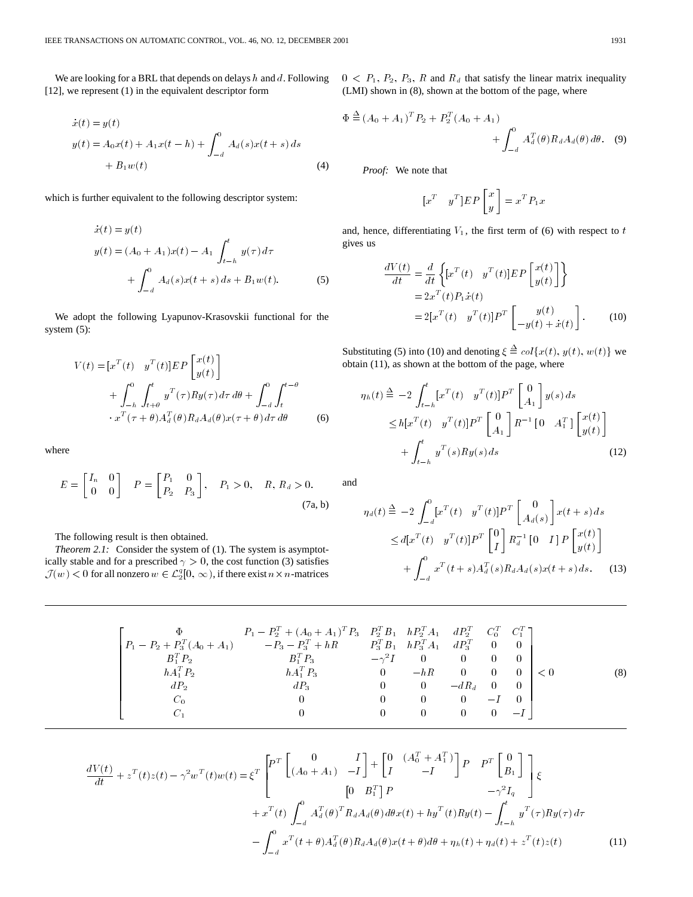We are looking for a BRL that depends on delays $h$ and $d$. Following [12], we represent (1) in the equivalent descriptor form

$$
\begin{aligned}
\dot{x}(t) &= y(t) \\
y(t) &= A_0 x(t) + A_1 x(t-h) + \int_{-d}^{0} A_d(s) x(t+s)\, ds \\
&\quad + B_1 w(t)
\end{aligned}
\tag{4}
$$

which is further equivalent to the following descriptor system:

$$
\begin{aligned}
\dot{x}(t) &= y(t) \\
y(t) &= (A_0 + A_1) x(t) - A_1 \int_{t-h}^{t} y(\tau)\, d\tau \\
&\quad + \int_{-d}^{0} A_d(s) x(t+s)\, ds + B_1 w(t).
\end{aligned}
\tag{5}
$$

We adopt the following Lyapunov-Krasovskii functional for the system (5):

$$
\begin{aligned}
V(t) &= [x^T(t) \quad y^T(t)] E P \begin{bmatrix} x(t) \\ y(t) \end{bmatrix} \\
&\quad + \int_{-h}^{0} \int_{t+\theta}^{t} y^T(\tau) R y(\tau)\, d\tau\, d\theta + \int_{-d}^{0} \int_{t}^{t-\theta} \\
&\quad \cdot x^T(\tau+\theta) A_d^T(\theta) R_d A_d(\theta) x(\tau+\theta)\, d\tau\, d\theta
\end{aligned}
\tag{6}
$$

where

$$
E = \begin{bmatrix} I_n & 0 \\ 0 & 0 \end{bmatrix} \quad P = \begin{bmatrix} P_1 & 0 \\ P_2 & P_3 \end{bmatrix}, \quad P_1 > 0, \quad R,\, R_d > 0.
\tag{7a, b}
$$

The following result is then obtained.

*Theorem 2.1:* Consider the system of (1). The system is asymptotically stable and for a prescribed $\gamma > 0$, the cost function (3) satisfies $\mathcal{J}(w) < 0$ for all nonzero $w \in \mathcal{L}_2^q[0, \infty)$, if there exist $n \times n$-matrices $0 < P_1, P_2, P_3, R$ and $R_d$ that satisfy the linear matrix inequality (LMI) shown in (8), shown at the bottom of the page, where

$$
\Phi \triangleq (A_0 + A_1)^T P_2 + P_2^T (A_0 + A_1) + \int_{-d}^{0} A_d^T(\theta) R_d A_d(\theta)\, d\theta.
\tag{9}
$$

*Proof:* We note that

$$
[x^T \quad y^T] E P \begin{bmatrix} x \\ y \end{bmatrix} = x^T P_1 x
$$

and, hence, differentiating $V_1$, the first term of (6) with respect to $t$ gives us

$$
\begin{aligned}
\frac{dV(t)}{dt} &= \frac{d}{dt} \left\{ [x^T(t) \quad y^T(t)] E P \begin{bmatrix} x(t) \\ y(t) \end{bmatrix} \right\} \\
&= 2 x^T(t) P_1 \dot{x}(t) \\
&= 2 [x^T(t) \quad y^T(t)] P^T \begin{bmatrix} y(t) \\ -y(t) + \dot{x}(t) \end{bmatrix}.
\end{aligned}
\tag{10}
$$

Substituting (5) into (10) and denoting $\xi \triangleq col\{x(t), y(t), w(t)\}$ we obtain (11), as shown at the bottom of the page, where

$$
\begin{aligned}
\eta_h(t) &\triangleq -2 \int_{t-h}^{t} [x^T(t) \quad y^T(t)] P^T \begin{bmatrix} 0 \\ A_1 \end{bmatrix} y(s)\, ds \\
&\leq h [x^T(t) \quad y^T(t)] P^T \begin{bmatrix} 0 \\ A_1 \end{bmatrix} R^{-1} [0 \quad A_1^T] \begin{bmatrix} x(t) \\ y(t) \end{bmatrix} \\
&\quad + \int_{t-h}^{t} y^T(s) R y(s)\, ds
\end{aligned}
\tag{12}
$$

and

$$
\begin{aligned}
\eta_d(t) &\triangleq -2 \int_{-d}^{0} [x^T(t) \quad y^T(t)] P^T \begin{bmatrix} 0 \\ A_d(s) \end{bmatrix} x(t+s)\, ds \\
&\leq d [x^T(t) \quad y^T(t)] P^T \begin{bmatrix} 0 \\ I \end{bmatrix} R_d^{-1} [0 \quad I] P \begin{bmatrix} x(t) \\ y(t) \end{bmatrix} \\
&\quad + \int_{-d}^{0} x^T(t+s) A_d^T(s) R_d A_d(s) x(t+s)\, ds.
\end{aligned}
\tag{13}
$$

$$
\begin{bmatrix}
\Phi & P_1 - P_2^T + (A_0 + A_1)^T P_3 & P_2^T B_1 & h P_2^T A_1 & d P_2^T & C_0^T & C_1^T \\
P_1 - P_2 + P_3^T (A_0 + A_1) & -P_3 - P_3^T + hR & P_3^T B_1 & h P_3^T A_1 & d P_3^T & 0 & 0 \\
B_1^T P_2 & B_1^T P_3 & -\gamma^2 I & 0 & 0 & 0 & 0 \\
h A_1^T P_2 & h A_1^T P_3 & 0 & -hR & 0 & 0 & 0 \\
d P_2 & d P_3 & 0 & 0 & -d R_d & 0 & 0 \\
C_0 & 0 & 0 & 0 & 0 & -I & 0 \\
C_1 & 0 & 0 & 0 & 0 & 0 & -I
\end{bmatrix} < 0
\tag{8}
$$

$$
\begin{aligned}
\frac{dV(t)}{dt} + z^T(t) z(t) - \gamma^2 w^T(t) w(t) &= \xi^T \begin{bmatrix} P^T \begin{bmatrix} 0 & I \\ (A_0 + A_1) & -I \end{bmatrix} + \begin{bmatrix} 0 & (A_0^T + A_1^T) \\ I & -I \end{bmatrix} P & P^T \begin{bmatrix} 0 \\ B_1 \end{bmatrix} \\ [0 \quad B_1^T] P & -\gamma^2 I_q \end{bmatrix} \xi \\
&\quad + x^T(t) \int_{-d}^{0} A_d^T(\theta)^T R_d A_d(\theta)\, d\theta\, x(t) + h y^T(t) R y(t) - \int_{t-h}^{t} y^T(\tau) R y(\tau)\, d\tau \\
&\quad - \int_{-d}^{0} x^T(t+\theta) A_d^T(\theta) R_d A_d(\theta) x(t+\theta)\, d\theta + \eta_h(t) + \eta_d(t) + z^T(t) z(t)
\end{aligned}
\tag{11}
$$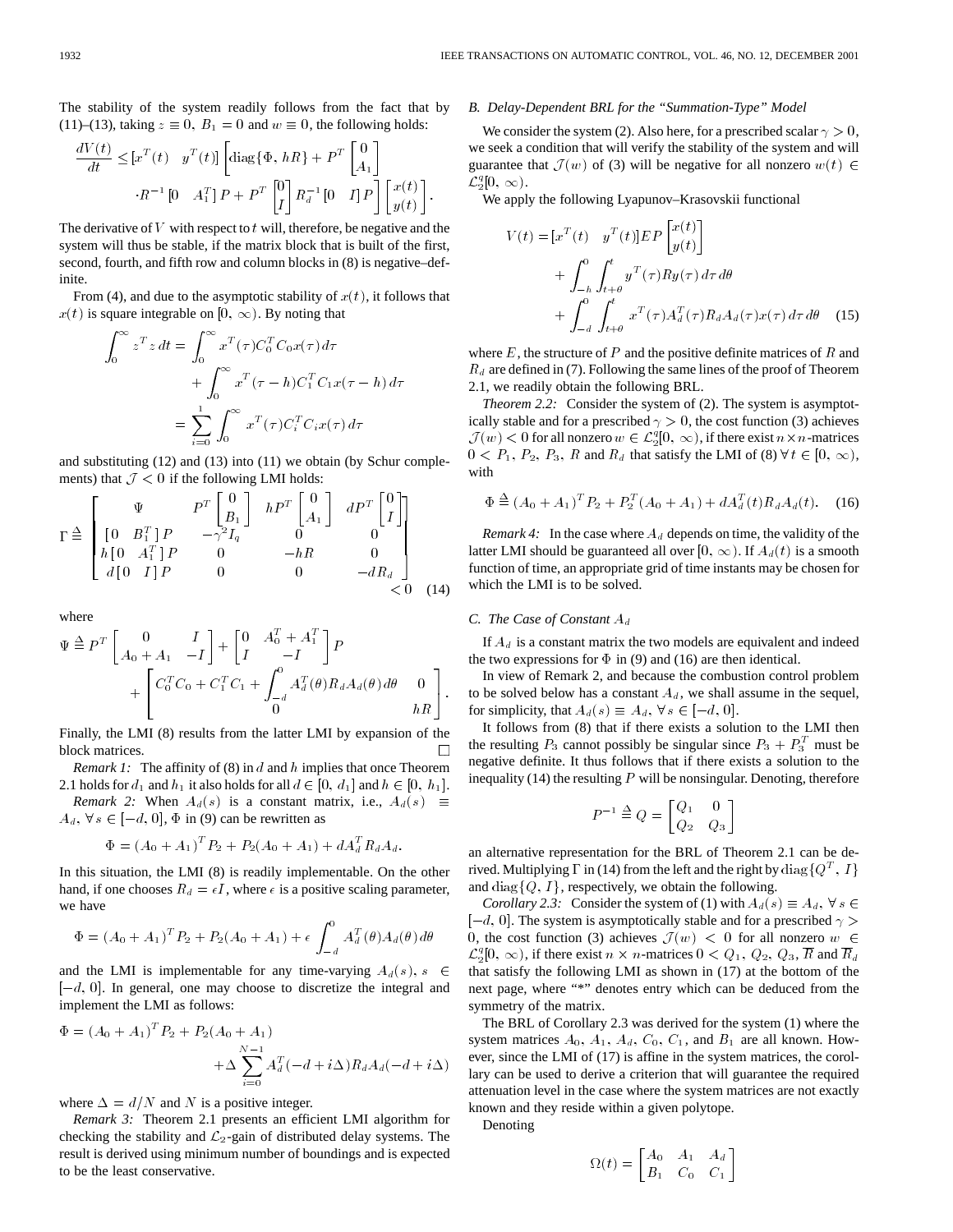The stability of the system readily follows from the fact that by (11)–(13), taking $z \equiv 0$, $B_1 = 0$ and $w \equiv 0$, the following holds:

$$\frac{dV(t)}{dt} \leq [x^T(t) \quad y^T(t)] \left[ \mathrm{diag}\{\Phi, hR\} + P^T \begin{bmatrix} 0 \\ A_1 \end{bmatrix} \cdot R^{-1} [0 \quad A_1^T] P + P^T \begin{bmatrix} 0 \\ I \end{bmatrix} R_d^{-1} [0 \quad I] P \right] \begin{bmatrix} x(t) \\ y(t) \end{bmatrix}.$$

The derivative of $V$ with respect to $t$ will, therefore, be negative and the system will thus be stable, if the matrix block that is built of the first, second, fourth, and fifth row and column blocks in (8) is negative–definite.

From (4), and due to the asymptotic stability of $x(t)$, it follows that $x(t)$ is square integrable on $[0, \infty)$. By noting that

$$\begin{aligned} \int_0^\infty z^T z \, dt &= \int_0^\infty x^T(\tau) C_0^T C_0 x(\tau) \, d\tau \\ &\quad + \int_0^\infty x^T(\tau - h) C_1^T C_1 x(\tau - h) \, d\tau \\ &= \sum_{i=0}^{1} \int_0^\infty x^T(\tau) C_i^T C_i x(\tau) \, d\tau \end{aligned}$$

and substituting (12) and (13) into (11) we obtain (by Schur complements) that $\mathcal{J} < 0$ if the following LMI holds:

$$\Gamma \triangleq \begin{bmatrix} \Psi & P^T \begin{bmatrix} 0 \\ B_1 \end{bmatrix} & hP^T \begin{bmatrix} 0 \\ A_1 \end{bmatrix} & dP^T \begin{bmatrix} 0 \\ I \end{bmatrix} \\ [0 \quad B_1^T] P & -\gamma^2 I_q & 0 & 0 \\ h [0 \quad A_1^T] P & 0 & -hR & 0 \\ d [0 \quad I] P & 0 & 0 & -dR_d \end{bmatrix} < 0 \quad (14)$$

where

$$\Psi \triangleq P^T \begin{bmatrix} 0 & I \\ A_0 + A_1 & -I \end{bmatrix} + \begin{bmatrix} 0 & A_0^T + A_1^T \\ I & -I \end{bmatrix} P + \begin{bmatrix} C_0^T C_0 + C_1^T C_1 + \int_{-d}^0 A_d^T(\theta) R_d A_d(\theta) \, d\theta & 0 \\ 0 & hR \end{bmatrix}.$$

Finally, the LMI (8) results from the latter LMI by expansion of the block matrices. □

*Remark 1:* The affinity of (8) in $d$ and $h$ implies that once Theorem 2.1 holds for $d_1$ and $h_1$ it also holds for all $d \in [0, d_1]$ and $h \in [0, h_1]$.

*Remark 2:* When $A_d(s)$ is a constant matrix, i.e., $A_d(s) \equiv A_d$, $\forall s \in [-d, 0]$, $\Phi$ in (9) can be rewritten as

$$\Phi = (A_0 + A_1)^T P_2 + P_2(A_0 + A_1) + dA_d^T R_d A_d.$$

In this situation, the LMI (8) is readily implementable. On the other hand, if one chooses $R_d = \epsilon I$, where $\epsilon$ is a positive scaling parameter, we have

$$\Phi = (A_0 + A_1)^T P_2 + P_2(A_0 + A_1) + \epsilon \int_{-d}^0 A_d^T(\theta) A_d(\theta) \, d\theta$$

and the LMI is implementable for any time-varying $A_d(s)$, $s \in [-d, 0]$. In general, one may choose to discretize the integral and implement the LMI as follows:

$$\Phi = (A_0 + A_1)^T P_2 + P_2(A_0 + A_1) + \Delta \sum_{i=0}^{N-1} A_d^T(-d + i\Delta) R_d A_d(-d + i\Delta)$$

where $\Delta = d/N$ and $N$ is a positive integer.

*Remark 3:* Theorem 2.1 presents an efficient LMI algorithm for checking the stability and $\mathcal{L}_2$-gain of distributed delay systems. The result is derived using minimum number of boundings and is expected to be the least conservative.

### B. Delay-Dependent BRL for the "Summation-Type" Model

We consider the system (2). Also here, for a prescribed scalar $\gamma > 0$, we seek a condition that will verify the stability of the system and will guarantee that $\mathcal{J}(w)$ of (3) will be negative for all nonzero $w(t) \in \mathcal{L}_2^q[0, \infty)$.

We apply the following Lyapunov–Krasovskii functional

$$\begin{aligned} V(t) &= [x^T(t) \quad y^T(t)] EP \begin{bmatrix} x(t) \\ y(t) \end{bmatrix} \\ &\quad + \int_{-h}^0 \int_{t+\theta}^t y^T(\tau) R y(\tau) \, d\tau \, d\theta \\ &\quad + \int_{-d}^0 \int_{t+\theta}^t x^T(\tau) A_d^T(\tau) R_d A_d(\tau) x(\tau) \, d\tau \, d\theta \quad (15) \end{aligned}$$

where $E$, the structure of $P$ and the positive definite matrices of $R$ and $R_d$ are defined in (7). Following the same lines of the proof of Theorem 2.1, we readily obtain the following BRL.

*Theorem 2.2:* Consider the system of (2). The system is asymptotically stable and for a prescribed $\gamma > 0$, the cost function (3) achieves $\mathcal{J}(w) < 0$ for all nonzero $w \in \mathcal{L}_2^q[0, \infty)$, if there exist $n \times n$-matrices $0 < P_1$, $P_2$, $P_3$, $R$ and $R_d$ that satisfy the LMI of (8) $\forall t \in [0, \infty)$, with

$$\Phi \triangleq (A_0 + A_1)^T P_2 + P_2^T (A_0 + A_1) + dA_d^T(t) R_d A_d(t). \quad (16)$$

*Remark 4:* In the case where $A_d$ depends on time, the validity of the latter LMI should be guaranteed all over $[0, \infty)$. If $A_d(t)$ is a smooth function of time, an appropriate grid of time instants may be chosen for which the LMI is to be solved.

### C. The Case of Constant $A_d$

If $A_d$ is a constant matrix the two models are equivalent and indeed the two expressions for $\Phi$ in (9) and (16) are then identical.

In view of Remark 2, and because the combustion control problem to be solved below has a constant $A_d$, we shall assume in the sequel, for simplicity, that $A_d(s) \equiv A_d$, $\forall s \in [-d, 0]$.

It follows from (8) that if there exists a solution to the LMI then the resulting $P_3$ cannot possibly be singular since $P_3 + P_3^T$ must be negative definite. It thus follows that if there exists a solution to the inequality (14) the resulting $P$ will be nonsingular. Denoting, therefore

$$P^{-1} \triangleq Q = \begin{bmatrix} Q_1 & 0 \\ Q_2 & Q_3 \end{bmatrix}$$

an alternative representation for the BRL of Theorem 2.1 can be derived. Multiplying $\Gamma$ in (14) from the left and the right by $\mathrm{diag}\{Q^T, I\}$ and $\mathrm{diag}\{Q, I\}$, respectively, we obtain the following.

*Corollary 2.3:* Consider the system of (1) with $A_d(s) \equiv A_d$, $\forall s \in [-d, 0]$. The system is asymptotically stable and for a prescribed $\gamma > 0$, the cost function (3) achieves $\mathcal{J}(w) < 0$ for all nonzero $w \in \mathcal{L}_2^q[0, \infty)$, if there exist $n \times n$-matrices $0 < Q_1$, $Q_2$, $Q_3$, $\overline{R}$ and $\overline{R}_d$ that satisfy the following LMI as shown in (17) at the bottom of the next page, where "*" denotes entry which can be deduced from the symmetry of the matrix.

The BRL of Corollary 2.3 was derived for the system (1) where the system matrices $A_0$, $A_1$, $A_d$, $C_0$, $C_1$, and $B_1$ are all known. However, since the LMI of (17) is affine in the system matrices, the corollary can be used to derive a criterion that will guarantee the required attenuation level in the case where the system matrices are not exactly known and they reside within a given polytope.

Denoting

$$\Omega(t) = \begin{bmatrix} A_0 & A_1 & A_d \\ B_1 & C_0 & C_1 \end{bmatrix}$$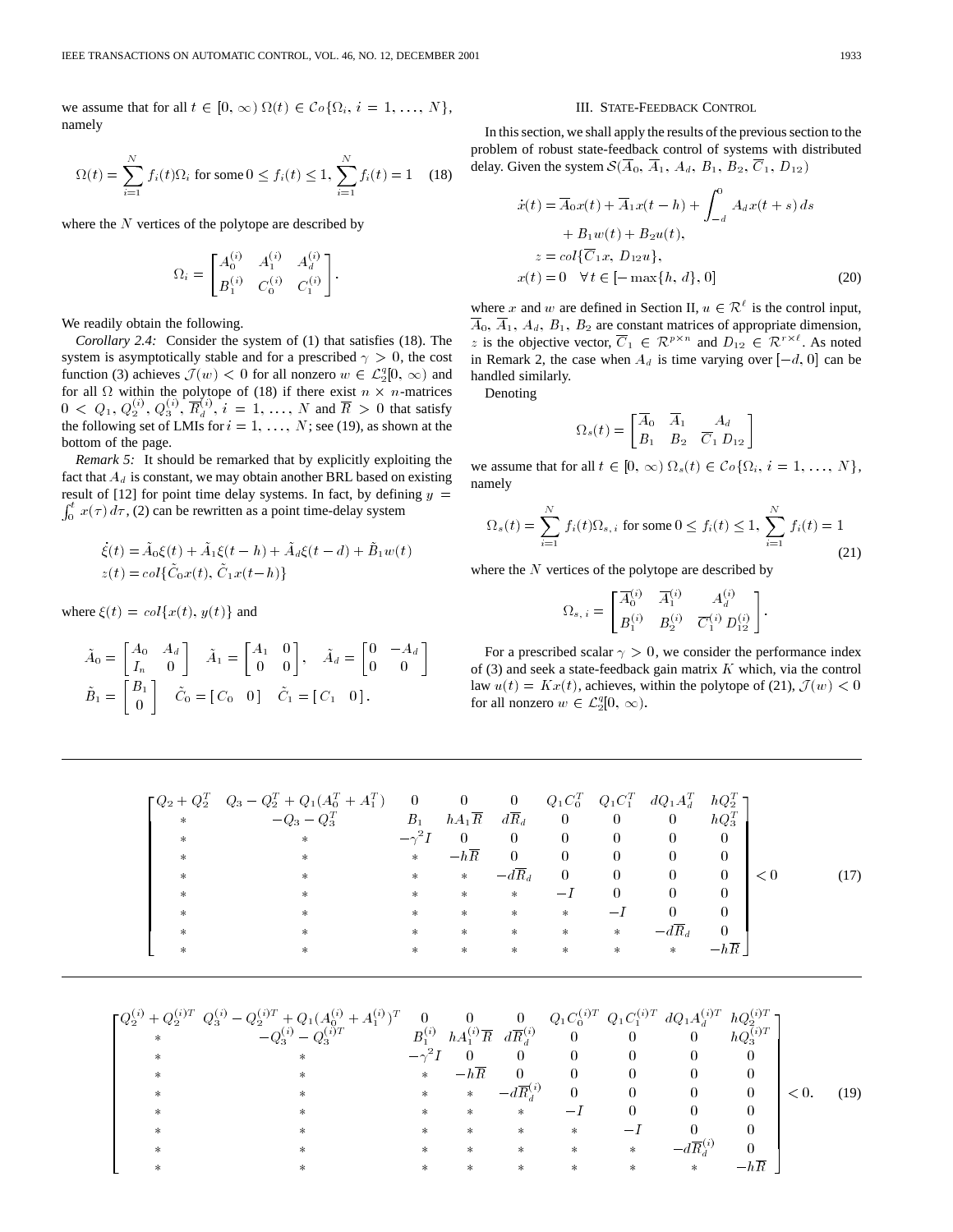we assume that for all $t \in [0, \infty)$ $\Omega(t) \in \mathcal{C}o\{\Omega_i, i = 1, \ldots, N\}$, namely

$$\Omega(t) = \sum_{i=1}^{N} f_i(t)\Omega_i \text{ for some } 0 \le f_i(t) \le 1, \sum_{i=1}^{N} f_i(t) = 1 \quad (18)$$

where the $N$ vertices of the polytope are described by

$$\Omega_i = \begin{bmatrix} A_0^{(i)} & A_1^{(i)} & A_d^{(i)} \\ B_1^{(i)} & C_0^{(i)} & C_1^{(i)} \end{bmatrix}.$$

We readily obtain the following.

*Corollary 2.4:* Consider the system of (1) that satisfies (18). The system is asymptotically stable and for a prescribed $\gamma > 0$, the cost function (3) achieves $\mathcal{J}(w) < 0$ for all nonzero $w \in \mathcal{L}_2^q[0, \infty)$ and for all $\Omega$ within the polytope of (18) if there exist $n \times n$-matrices $0 < Q_1, Q_2^{(i)}, Q_3^{(i)}, \overline{R}_d^{(i)}, i = 1, \ldots, N$ and $\overline{R} > 0$ that satisfy the following set of LMIs for $i = 1, \ldots, N$; see (19), as shown at the bottom of the page.

*Remark 5:* It should be remarked that by explicitly exploiting the fact that $A_d$ is constant, we may obtain another BRL based on existing result of [12] for point time delay systems. In fact, by defining $y = \int_0^t x(\tau)\,d\tau$, (2) can be rewritten as a point time-delay system

$$\dot{\xi}(t) = \tilde{A}_0\xi(t) + \tilde{A}_1\xi(t-h) + \tilde{A}_d\xi(t-d) + \tilde{B}_1 w(t)$$
$$z(t) = col\{\tilde{C}_0 x(t), \tilde{C}_1 x(t-h)\}$$

where $\xi(t) = col\{x(t), y(t)\}$ and

$$\tilde{A}_0 = \begin{bmatrix} A_0 & A_d \\ I_n & 0 \end{bmatrix} \quad \tilde{A}_1 = \begin{bmatrix} A_1 & 0 \\ 0 & 0 \end{bmatrix}, \quad \tilde{A}_d = \begin{bmatrix} 0 & -A_d \\ 0 & 0 \end{bmatrix}$$
$$\tilde{B}_1 = \begin{bmatrix} B_1 \\ 0 \end{bmatrix} \quad \tilde{C}_0 = [\,C_0 \quad 0\,] \quad \tilde{C}_1 = [\,C_1 \quad 0\,].$$

## III. State-Feedback Control

In this section, we shall apply the results of the previous section to the problem of robust state-feedback control of systems with distributed delay. Given the system $\mathcal{S}(\overline{A}_0, \overline{A}_1, A_d, B_1, B_2, \overline{C}_1, D_{12})$

$$\begin{aligned} \dot{x}(t) &= \overline{A}_0 x(t) + \overline{A}_1 x(t-h) + \int_{-d}^{0} A_d x(t+s)\,ds \\ &\quad + B_1 w(t) + B_2 u(t), \\ z &= col\{\overline{C}_1 x, D_{12} u\}, \\ x(t) &= 0 \quad \forall t \in [-\max\{h, d\}, 0] \end{aligned} \quad (20)$$

where $x$ and $w$ are defined in Section II, $u \in \mathcal{R}^\ell$ is the control input, $\overline{A}_0, \overline{A}_1, A_d, B_1, B_2$ are constant matrices of appropriate dimension, $z$ is the objective vector, $\overline{C}_1 \in \mathcal{R}^{p \times n}$ and $D_{12} \in \mathcal{R}^{r \times \ell}$. As noted in Remark 2, the case when $A_d$ is time varying over $[-d, 0]$ can be handled similarly.

Denoting

$$\Omega_s(t) = \begin{bmatrix} \overline{A}_0 & \overline{A}_1 & A_d \\ B_1 & B_2 & \overline{C}_1 \; D_{12} \end{bmatrix}$$

we assume that for all $t \in [0, \infty)$ $\Omega_s(t) \in \mathcal{C}o\{\Omega_i, i = 1, \ldots, N\}$, namely

$$\Omega_s(t) = \sum_{i=1}^{N} f_i(t)\Omega_{s,i} \text{ for some } 0 \le f_i(t) \le 1, \sum_{i=1}^{N} f_i(t) = 1 \quad (21)$$

where the $N$ vertices of the polytope are described by

$$\Omega_{s,i} = \begin{bmatrix} \overline{A}_0^{(i)} & \overline{A}_1^{(i)} & A_d^{(i)} \\ B_1^{(i)} & B_2^{(i)} & \overline{C}_1^{(i)} \; D_{12}^{(i)} \end{bmatrix}.$$

For a prescribed scalar $\gamma > 0$, we consider the performance index of (3) and seek a state-feedback gain matrix $K$ which, via the control law $u(t) = Kx(t)$, achieves, within the polytope of (21), $\mathcal{J}(w) < 0$ for all nonzero $w \in \mathcal{L}_2^q[0, \infty)$.

$$\begin{bmatrix} Q_2 + Q_2^T & Q_3 - Q_2^T + Q_1(A_0^T + A_1^T) & 0 & 0 & 0 & Q_1 C_0^T & Q_1 C_1^T & dQ_1 A_d^T & hQ_2^T \\ * & -Q_3 - Q_3^T & B_1 & hA_1\overline{R} & d\overline{R}_d & 0 & 0 & 0 & hQ_3^T \\ * & * & -\gamma^2 I & 0 & 0 & 0 & 0 & 0 & 0 \\ * & * & * & -h\overline{R} & 0 & 0 & 0 & 0 & 0 \\ * & * & * & * & -d\overline{R}_d & 0 & 0 & 0 & 0 \\ * & * & * & * & * & -I & 0 & 0 & 0 \\ * & * & * & * & * & * & -I & 0 & 0 \\ * & * & * & * & * & * & * & -d\overline{R}_d & 0 \\ * & * & * & * & * & * & * & * & -h\overline{R} \end{bmatrix} < 0 \quad (17)$$

$$\begin{bmatrix} Q_2^{(i)} + Q_2^{(i)T} & Q_3^{(i)} - Q_2^{(i)T} + Q_1(A_0^{(i)} + A_1^{(i)})^T & 0 & 0 & 0 & Q_1 C_0^{(i)T} & Q_1 C_1^{(i)T} & dQ_1 A_d^{(i)T} & hQ_2^{(i)T} \\ * & -Q_3^{(i)} - Q_3^{(i)T} & B_1^{(i)} & hA_1^{(i)}\overline{R} & d\overline{R}_d^{(i)} & 0 & 0 & 0 & hQ_3^{(i)T} \\ * & * & -\gamma^2 I & 0 & 0 & 0 & 0 & 0 & 0 \\ * & * & * & -h\overline{R} & 0 & 0 & 0 & 0 & 0 \\ * & * & * & * & -d\overline{R}_d^{(i)} & 0 & 0 & 0 & 0 \\ * & * & * & * & * & -I & 0 & 0 & 0 \\ * & * & * & * & * & * & -I & 0 & 0 \\ * & * & * & * & * & * & * & -d\overline{R}_d^{(i)} & 0 \\ * & * & * & * & * & * & * & * & -h\overline{R} \end{bmatrix} < 0. \quad (19)$$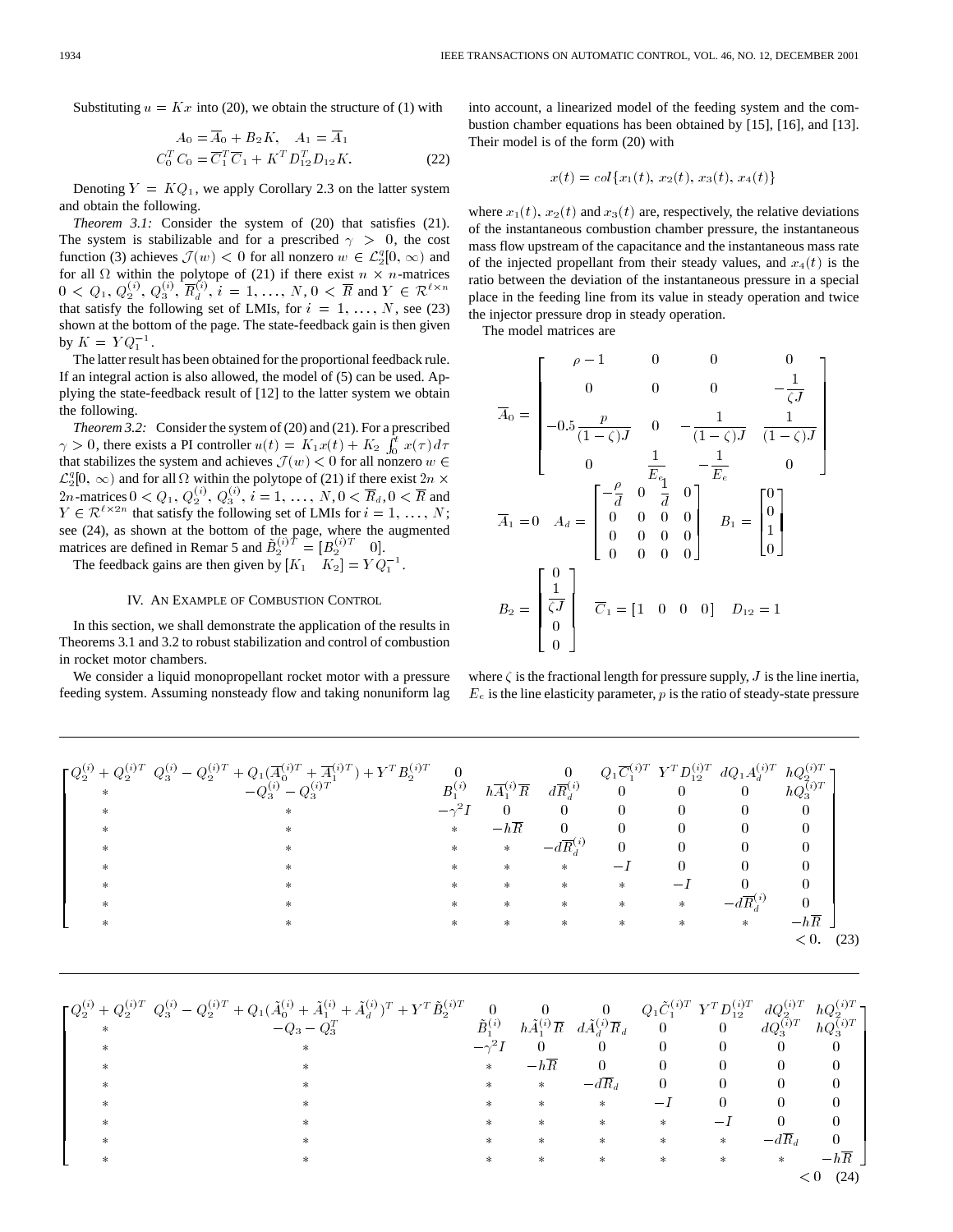Substituting $u = Kx$ into (20), we obtain the structure of (1) with

$$A_0 = \overline{A}_0 + B_2 K, \quad A_1 = \overline{A}_1$$
$$C_0^T C_0 = \overline{C}_1^T \overline{C}_1 + K^T D_{12}^T D_{12} K. \tag{22}$$

Denoting $Y = KQ_1$, we apply Corollary 2.3 on the latter system and obtain the following.

*Theorem 3.1:* Consider the system of (20) that satisfies (21). The system is stabilizable and for a prescribed $\gamma > 0$, the cost function (3) achieves $\mathcal{J}(w) < 0$ for all nonzero $w \in \mathcal{L}_2^q[0, \infty)$ and for all $\Omega$ within the polytope of (21) if there exist $n \times n$-matrices $0 < Q_1, Q_2^{(i)}, Q_3^{(i)}, \overline{R}_d^{(i)}, i = 1, \ldots, N, 0 < \overline{R}$ and $Y \in \mathcal{R}^{\ell \times n}$ that satisfy the following set of LMIs, for $i = 1, \ldots, N$, see (23) shown at the bottom of the page. The state-feedback gain is then given by $K = YQ_1^{-1}$.

The latter result has been obtained for the proportional feedback rule. If an integral action is also allowed, the model of (5) can be used. Applying the state-feedback result of [12] to the latter system we obtain the following.

*Theorem 3.2:* Consider the system of (20) and (21). For a prescribed $\gamma > 0$, there exists a PI controller $u(t) = K_1 x(t) + K_2 \int_0^t x(\tau) d\tau$ that stabilizes the system and achieves $\mathcal{J}(w) < 0$ for all nonzero $w \in \mathcal{L}_2^q[0, \infty)$ and for all $\Omega$ within the polytope of (21) if there exist $2n \times 2n$-matrices $0 < Q_1, Q_2^{(i)}, Q_3^{(i)}, i = 1, \ldots, N, 0 < \overline{R}_d, 0 < \overline{R}$ and $Y \in \mathcal{R}^{\ell \times 2n}$ that satisfy the following set of LMIs for $i = 1, \ldots, N$; see (24), as shown at the bottom of the page, where the augmented matrices are defined in Remar 5 and $\tilde{B}_2^{(i)T} = [B_2^{(i)T} \quad 0]$.

The feedback gains are then given by $[K_1 \quad K_2] = YQ_1^{-1}$.

## IV. An Example of Combustion Control

In this section, we shall demonstrate the application of the results in Theorems 3.1 and 3.2 to robust stabilization and control of combustion in rocket motor chambers.

We consider a liquid monopropellant rocket motor with a pressure feeding system. Assuming nonsteady flow and taking nonuniform lag into account, a linearized model of the feeding system and the combustion chamber equations has been obtained by [15], [16], and [13]. Their model is of the form (20) with

$$x(t) = col\{x_1(t), x_2(t), x_3(t), x_4(t)\}$$

where $x_1(t)$, $x_2(t)$ and $x_3(t)$ are, respectively, the relative deviations of the instantaneous combustion chamber pressure, the instantaneous mass flow upstream of the capacitance and the instantaneous mass rate of the injected propellant from their steady values, and $x_4(t)$ is the ratio between the deviation of the instantaneous pressure in a special place in the feeding line from its value in steady operation and twice the injector pressure drop in steady operation.

The model matrices are

$$\overline{A}_0 = \begin{bmatrix} \rho - 1 & 0 & 0 & 0 \\ 0 & 0 & 0 & -\frac{1}{\zeta J} \\ -0.5\frac{p}{(1-\zeta)J} & 0 & -\frac{1}{(1-\zeta)J} & \frac{1}{(1-\zeta)J} \\ 0 & \frac{1}{E_e} & -\frac{1}{E_e} & 0 \end{bmatrix}$$

$$\overline{A}_1 = 0 \quad A_d = \begin{bmatrix} -\frac{\rho}{d} & 0 & \frac{1}{d} & 0 \\ 0 & 0 & 0 & 0 \\ 0 & 0 & 0 & 0 \\ 0 & 0 & 0 & 0 \end{bmatrix} \quad B_1 = \begin{bmatrix} 0 \\ 0 \\ 1 \\ 0 \end{bmatrix}$$

$$B_2 = \begin{bmatrix} 0 \\ \frac{1}{\zeta J} \\ 0 \\ 0 \end{bmatrix} \quad \overline{C}_1 = [1 \quad 0 \quad 0 \quad 0] \quad D_{12} = 1$$

where $\zeta$ is the fractional length for pressure supply, $J$ is the line inertia, $E_e$ is the line elasticity parameter, $p$ is the ratio of steady-state pressure

$$\begin{bmatrix} Q_2^{(i)} + Q_2^{(i)T} & Q_3^{(i)} - Q_2^{(i)T} + Q_1(\overline{A}_0^{(i)T} + \overline{A}_1^{(i)T}) + Y^T B_2^{(i)T} & 0 & 0 & 0 & Q_1\overline{C}_1^{(i)T} & Y^T D_{12}^{(i)T} & dQ_1 A_d^{(i)T} & hQ_2^{(i)T} \\ * & -Q_3^{(i)} - Q_3^{(i)T} & B_1^{(i)} & h\overline{A}_1^{(i)}\overline{R} & d\overline{R}_d^{(i)} & 0 & 0 & 0 & hQ_3^{(i)T} \\ * & * & -\gamma^2 I & 0 & 0 & 0 & 0 & 0 & 0 \\ * & * & * & -h\overline{R} & 0 & 0 & 0 & 0 & 0 \\ * & * & * & * & -d\overline{R}_d^{(i)} & 0 & 0 & 0 & 0 \\ * & * & * & * & * & -I & 0 & 0 & 0 \\ * & * & * & * & * & * & -I & 0 & 0 \\ * & * & * & * & * & * & * & -d\overline{R}_d^{(i)} & 0 \\ * & * & * & * & * & * & * & * & -h\overline{R} \end{bmatrix} < 0. \tag{23}$$

$$\begin{bmatrix} Q_2^{(i)} + Q_2^{(i)T} & Q_3^{(i)} - Q_2^{(i)T} + Q_1(\tilde{A}_0^{(i)} + \tilde{A}_1^{(i)} + \tilde{A}_d^{(i)})^T + Y^T \tilde{B}_2^{(i)T} & 0 & 0 & 0 & Q_1\tilde{C}_1^{(i)T} & Y^T D_{12}^{(i)T} & dQ_2^{(i)T} & hQ_2^{(i)T} \\ * & -Q_3 - Q_3^T & \tilde{B}_1^{(i)} & h\tilde{A}_1^{(i)}\overline{R} & d\tilde{A}_d^{(i)}\overline{R}_d & 0 & 0 & dQ_3^{(i)T} & hQ_3^{(i)T} \\ * & * & -\gamma^2 I & 0 & 0 & 0 & 0 & 0 & 0 \\ * & * & * & -h\overline{R} & 0 & 0 & 0 & 0 & 0 \\ * & * & * & * & -d\overline{R}_d & 0 & 0 & 0 & 0 \\ * & * & * & * & * & -I & 0 & 0 & 0 \\ * & * & * & * & * & * & -I & 0 & 0 \\ * & * & * & * & * & * & * & -d\overline{R}_d & 0 \\ * & * & * & * & * & * & * & * & -h\overline{R} \end{bmatrix} < 0 \tag{24}$$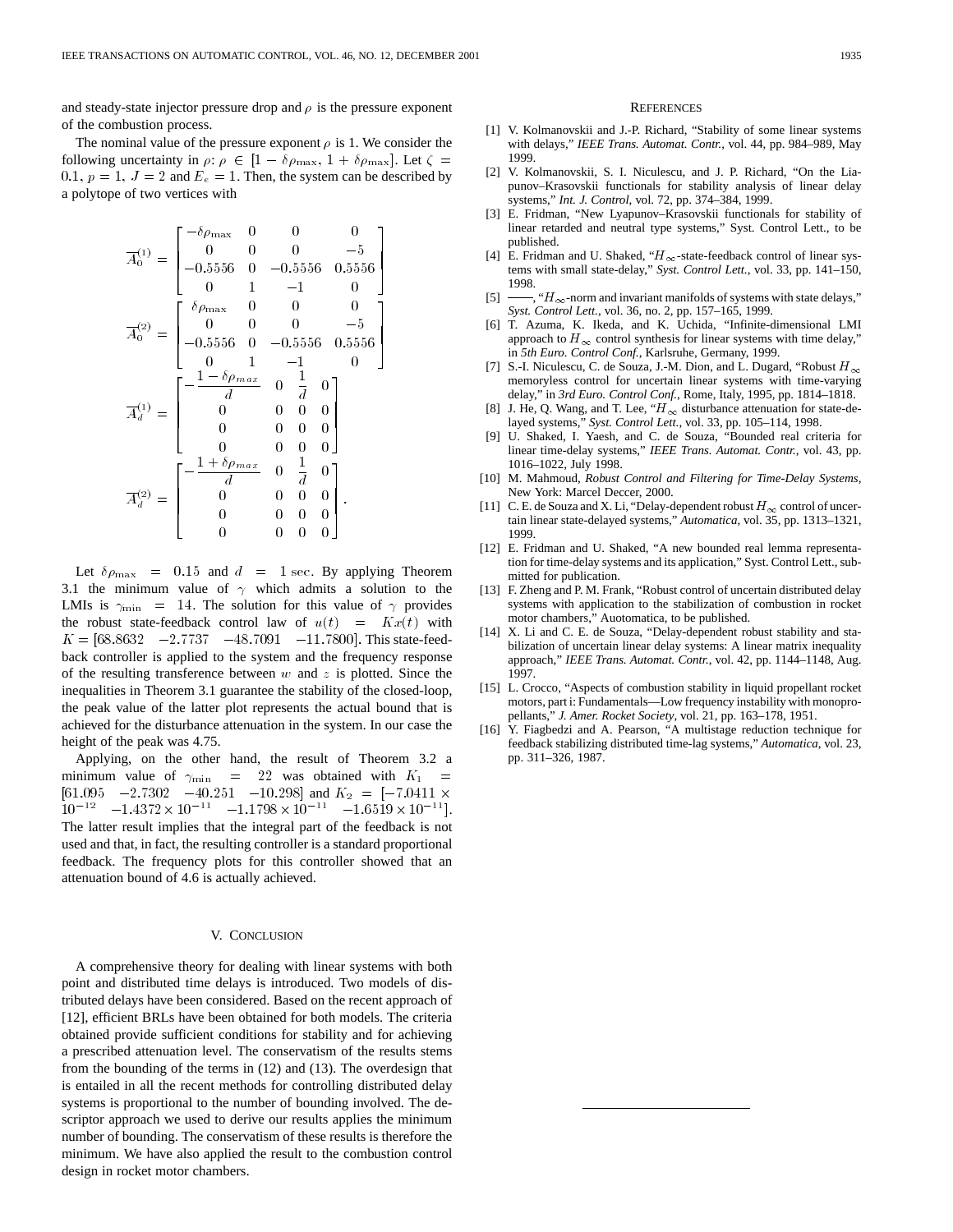and steady-state injector pressure drop and $\rho$ is the pressure exponent of the combustion process.

The nominal value of the pressure exponent $\rho$ is 1. We consider the following uncertainty in $\rho$: $\rho \in [1 - \delta\rho_{\max}, 1 + \delta\rho_{\max}]$. Let $\zeta = 0.1$, $p = 1$, $J = 2$ and $E_c = 1$. Then, the system can be described by a polytope of two vertices with

$$
\overline{A}_0^{(1)} = \begin{bmatrix} -\delta\rho_{\max} & 0 & 0 & 0 \\ 0 & 0 & 0 & -5 \\ -0.5556 & 0 & -0.5556 & 0.5556 \\ 0 & 1 & -1 & 0 \end{bmatrix}
$$

$$
\overline{A}_0^{(2)} = \begin{bmatrix} \delta\rho_{\max} & 0 & 0 & 0 \\ 0 & 0 & 0 & -5 \\ -0.5556 & 0 & -0.5556 & 0.5556 \\ 0 & 1 & -1 & 0 \end{bmatrix}
$$

$$
\overline{A}_d^{(1)} = \begin{bmatrix} -\dfrac{1 - \delta\rho_{max}}{d} & 0 & \dfrac{1}{d} & 0 \\ 0 & 0 & 0 & 0 \\ 0 & 0 & 0 & 0 \\ 0 & 0 & 0 & 0 \end{bmatrix}
$$

$$
\overline{A}_d^{(2)} = \begin{bmatrix} -\dfrac{1 + \delta\rho_{max}}{d} & 0 & \dfrac{1}{d} & 0 \\ 0 & 0 & 0 & 0 \\ 0 & 0 & 0 & 0 \\ 0 & 0 & 0 & 0 \end{bmatrix}.
$$

Let $\delta\rho_{\max} = 0.15$ and $d = 1$ sec. By applying Theorem 3.1 the minimum value of $\gamma$ which admits a solution to the LMIs is $\gamma_{\min} = 14$. The solution for this value of $\gamma$ provides the robust state-feedback control law of $u(t) = Kx(t)$ with $K = [68.8632 \quad -2.7737 \quad -48.7091 \quad -11.7800]$. This state-feedback controller is applied to the system and the frequency response of the resulting transference between $w$ and $z$ is plotted. Since the inequalities in Theorem 3.1 guarantee the stability of the closed-loop, the peak value of the latter plot represents the actual bound that is achieved for the disturbance attenuation in the system. In our case the height of the peak was 4.75.

Applying, on the other hand, the result of Theorem 3.2 a minimum value of $\gamma_{\min} = 22$ was obtained with $K_1 = [61.095 \quad -2.7302 \quad -40.251 \quad -10.298]$ and $K_2 = [-7.0411 \times 10^{-12} \quad -1.4372 \times 10^{-11} \quad -1.1798 \times 10^{-11} \quad -1.6519 \times 10^{-11}]$. The latter result implies that the integral part of the feedback is not used and that, in fact, the resulting controller is a standard proportional feedback. The frequency plots for this controller showed that an attenuation bound of 4.6 is actually achieved.

## V. Conclusion

A comprehensive theory for dealing with linear systems with both point and distributed time delays is introduced. Two models of distributed delays have been considered. Based on the recent approach of [12], efficient BRLs have been obtained for both models. The criteria obtained provide sufficient conditions for stability and for achieving a prescribed attenuation level. The conservatism of the results stems from the bounding of the terms in (12) and (13). The overdesign that is entailed in all the recent methods for controlling distributed delay systems is proportional to the number of bounding involved. The descriptor approach we used to derive our results applies the minimum number of bounding. The conservatism of these results is therefore the minimum. We have also applied the result to the combustion control design in rocket motor chambers.

## References

[1] V. Kolmanovskii and J.-P. Richard, "Stability of some linear systems with delays," *IEEE Trans. Automat. Contr.*, vol. 44, pp. 984–989, May 1999.

[2] V. Kolmanovskii, S. I. Niculescu, and J. P. Richard, "On the Liapunov–Krasovskii functionals for stability analysis of linear delay systems," *Int. J. Control*, vol. 72, pp. 374–384, 1999.

[3] E. Fridman, "New Lyapunov–Krasovskii functionals for stability of linear retarded and neutral type systems," Syst. Control Lett., to be published.

[4] E. Fridman and U. Shaked, "$H_\infty$-state-feedback control of linear systems with small state-delay," *Syst. Control Lett.*, vol. 33, pp. 141–150, 1998.

[5] ——, "$H_\infty$-norm and invariant manifolds of systems with state delays," *Syst. Control Lett.*, vol. 36, no. 2, pp. 157–165, 1999.

[6] T. Azuma, K. Ikeda, and K. Uchida, "Infinite-dimensional LMI approach to $H_\infty$ control synthesis for linear systems with time delay," in *5th Euro. Control Conf.*, Karlsruhe, Germany, 1999.

[7] S.-I. Niculescu, C. de Souza, J.-M. Dion, and L. Dugard, "Robust $H_\infty$ memoryless control for uncertain linear systems with time-varying delay," in *3rd Euro. Control Conf.*, Rome, Italy, 1995, pp. 1814–1818.

[8] J. He, Q. Wang, and T. Lee, "$H_\infty$ disturbance attenuation for state-delayed systems," *Syst. Control Lett.*, vol. 33, pp. 105–114, 1998.

[9] U. Shaked, I. Yaesh, and C. de Souza, "Bounded real criteria for linear time-delay systems," *IEEE Trans. Automat. Contr.*, vol. 43, pp. 1016–1022, July 1998.

[10] M. Mahmoud, *Robust Control and Filtering for Time-Delay Systems*, New York: Marcel Deccer, 2000.

[11] C. E. de Souza and X. Li, "Delay-dependent robust $H_\infty$ control of uncertain linear state-delayed systems," *Automatica*, vol. 35, pp. 1313–1321, 1999.

[12] E. Fridman and U. Shaked, "A new bounded real lemma representation for time-delay systems and its application," Syst. Control Lett., submitted for publication.

[13] F. Zheng and P. M. Frank, "Robust control of uncertain distributed delay systems with application to the stabilization of combustion in rocket motor chambers," Auotomatica, to be published.

[14] X. Li and C. E. de Souza, "Delay-dependent robust stability and stabilization of uncertain linear delay systems: A linear matrix inequality approach," *IEEE Trans. Automat. Contr.*, vol. 42, pp. 1144–1148, Aug. 1997.

[15] L. Crocco, "Aspects of combustion stability in liquid propellant rocket motors, part i: Fundamentals—Low frequency instability with monopropellants," *J. Amer. Rocket Society*, vol. 21, pp. 163–178, 1951.

[16] Y. Fiagbedzi and A. Pearson, "A multistage reduction technique for feedback stabilizing distributed time-lag systems," *Automatica*, vol. 23, pp. 311–326, 1987.